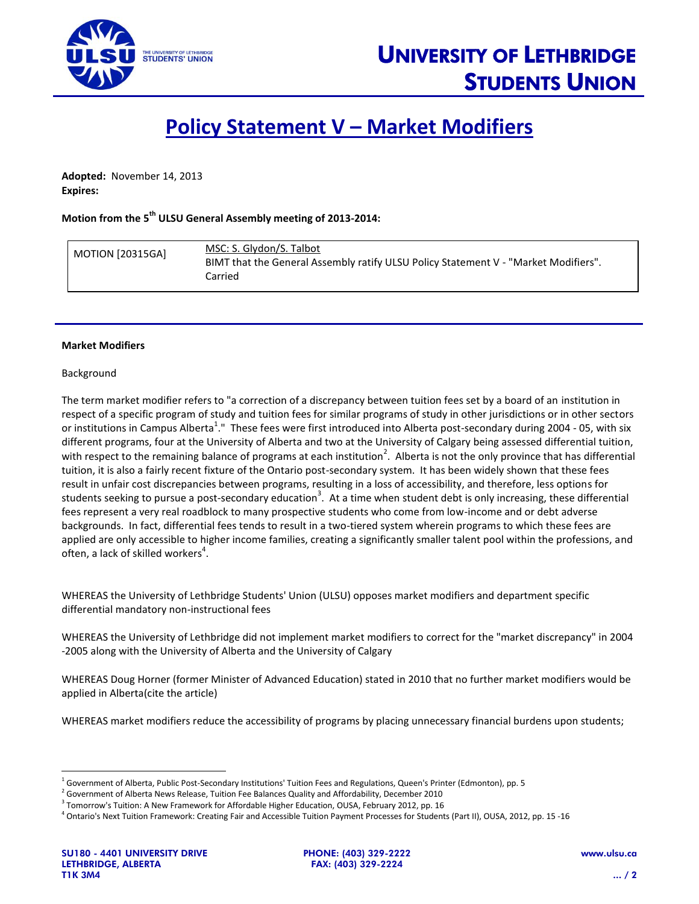# Policy Statement V – Market Modifiers

**Adopted:** November 14, 2013
**Expires:**

**Motion from the 5th ULSU General Assembly meeting of 2013-2014:**

| | |
|---|---|
| MOTION [20315GA] | MSC: S. Glydon/S. Talbot<br>BIMT that the General Assembly ratify ULSU Policy Statement V - "Market Modifiers".<br>Carried |

**Market Modifiers**

Background

The term market modifier refers to "a correction of a discrepancy between tuition fees set by a board of an institution in respect of a specific program of study and tuition fees for similar programs of study in other jurisdictions or in other sectors or institutions in Campus Alberta[1]." These fees were first introduced into Alberta post-secondary during 2004 - 05, with six different programs, four at the University of Alberta and two at the University of Calgary being assessed differential tuition, with respect to the remaining balance of programs at each institution[2]. Alberta is not the only province that has differential tuition, it is also a fairly recent fixture of the Ontario post-secondary system. It has been widely shown that these fees result in unfair cost discrepancies between programs, resulting in a loss of accessibility, and therefore, less options for students seeking to pursue a post-secondary education[3]. At a time when student debt is only increasing, these differential fees represent a very real roadblock to many prospective students who come from low-income and or debt adverse backgrounds. In fact, differential fees tends to result in a two-tiered system wherein programs to which these fees are applied are only accessible to higher income families, creating a significantly smaller talent pool within the professions, and often, a lack of skilled workers[4].

WHEREAS the University of Lethbridge Students' Union (ULSU) opposes market modifiers and department specific differential mandatory non-instructional fees

WHEREAS the University of Lethbridge did not implement market modifiers to correct for the "market discrepancy" in 2004 -2005 along with the University of Alberta and the University of Calgary

WHEREAS Doug Horner (former Minister of Advanced Education) stated in 2010 that no further market modifiers would be applied in Alberta(cite the article)

WHEREAS market modifiers reduce the accessibility of programs by placing unnecessary financial burdens upon students;

---

[1] Government of Alberta, Public Post-Secondary Institutions' Tuition Fees and Regulations, Queen's Printer (Edmonton), pp. 5
[2] Government of Alberta News Release, Tuition Fee Balances Quality and Affordability, December 2010
[3] Tomorrow's Tuition: A New Framework for Affordable Higher Education, OUSA, February 2012, pp. 16
[4] Ontario's Next Tuition Framework: Creating Fair and Accessible Tuition Payment Processes for Students (Part II), OUSA, 2012, pp. 15 -16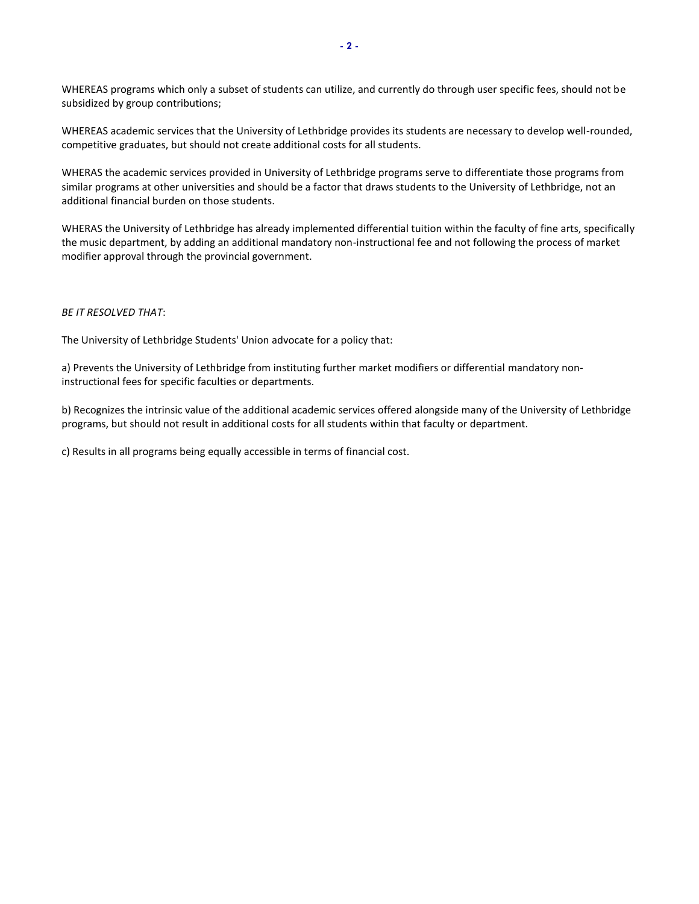WHEREAS programs which only a subset of students can utilize, and currently do through user specific fees, should not be subsidized by group contributions;

WHEREAS academic services that the University of Lethbridge provides its students are necessary to develop well-rounded, competitive graduates, but should not create additional costs for all students.

WHERAS the academic services provided in University of Lethbridge programs serve to differentiate those programs from similar programs at other universities and should be a factor that draws students to the University of Lethbridge, not an additional financial burden on those students.

WHERAS the University of Lethbridge has already implemented differential tuition within the faculty of fine arts, specifically the music department, by adding an additional mandatory non-instructional fee and not following the process of market modifier approval through the provincial government.

*BE IT RESOLVED THAT*:

The University of Lethbridge Students' Union advocate for a policy that:

a) Prevents the University of Lethbridge from instituting further market modifiers or differential mandatory non-instructional fees for specific faculties or departments.

b) Recognizes the intrinsic value of the additional academic services offered alongside many of the University of Lethbridge programs, but should not result in additional costs for all students within that faculty or department.

c) Results in all programs being equally accessible in terms of financial cost.